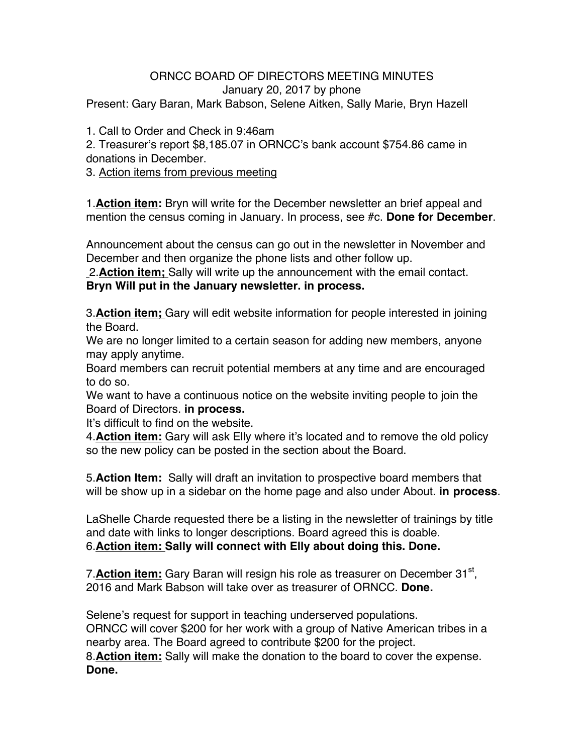ORNCC BOARD OF DIRECTORS MEETING MINUTES
January 20, 2017 by phone
Present: Gary Baran, Mark Babson, Selene Aitken, Sally Marie, Bryn Hazell

1. Call to Order and Check in 9:46am
2. Treasurer's report $8,185.07 in ORNCC's bank account $754.86 came in donations in December.
3. Action items from previous meeting

1.**Action item:** Bryn will write for the December newsletter an brief appeal and mention the census coming in January. In process, see #c. **Done for December**.

Announcement about the census can go out in the newsletter in November and December and then organize the phone lists and other follow up.
2.**Action item;** Sally will write up the announcement with the email contact. **Bryn Will put in the January newsletter. in process.**

3.**Action item;** Gary will edit website information for people interested in joining the Board.
We are no longer limited to a certain season for adding new members, anyone may apply anytime.
Board members can recruit potential members at any time and are encouraged to do so.
We want to have a continuous notice on the website inviting people to join the Board of Directors. **in process.**
It's difficult to find on the website.
4.**Action item:** Gary will ask Elly where it's located and to remove the old policy so the new policy can be posted in the section about the Board.

5.**Action Item:** Sally will draft an invitation to prospective board members that will be show up in a sidebar on the home page and also under About. **in process**.

LaShelle Charde requested there be a listing in the newsletter of trainings by title and date with links to longer descriptions. Board agreed this is doable.
6.**Action item: Sally will connect with Elly about doing this. Done.**

7.**Action item:** Gary Baran will resign his role as treasurer on December 31st, 2016 and Mark Babson will take over as treasurer of ORNCC. **Done.**

Selene's request for support in teaching underserved populations.
ORNCC will cover $200 for her work with a group of Native American tribes in a nearby area. The Board agreed to contribute $200 for the project.
8.**Action item:** Sally will make the donation to the board to cover the expense. **Done.**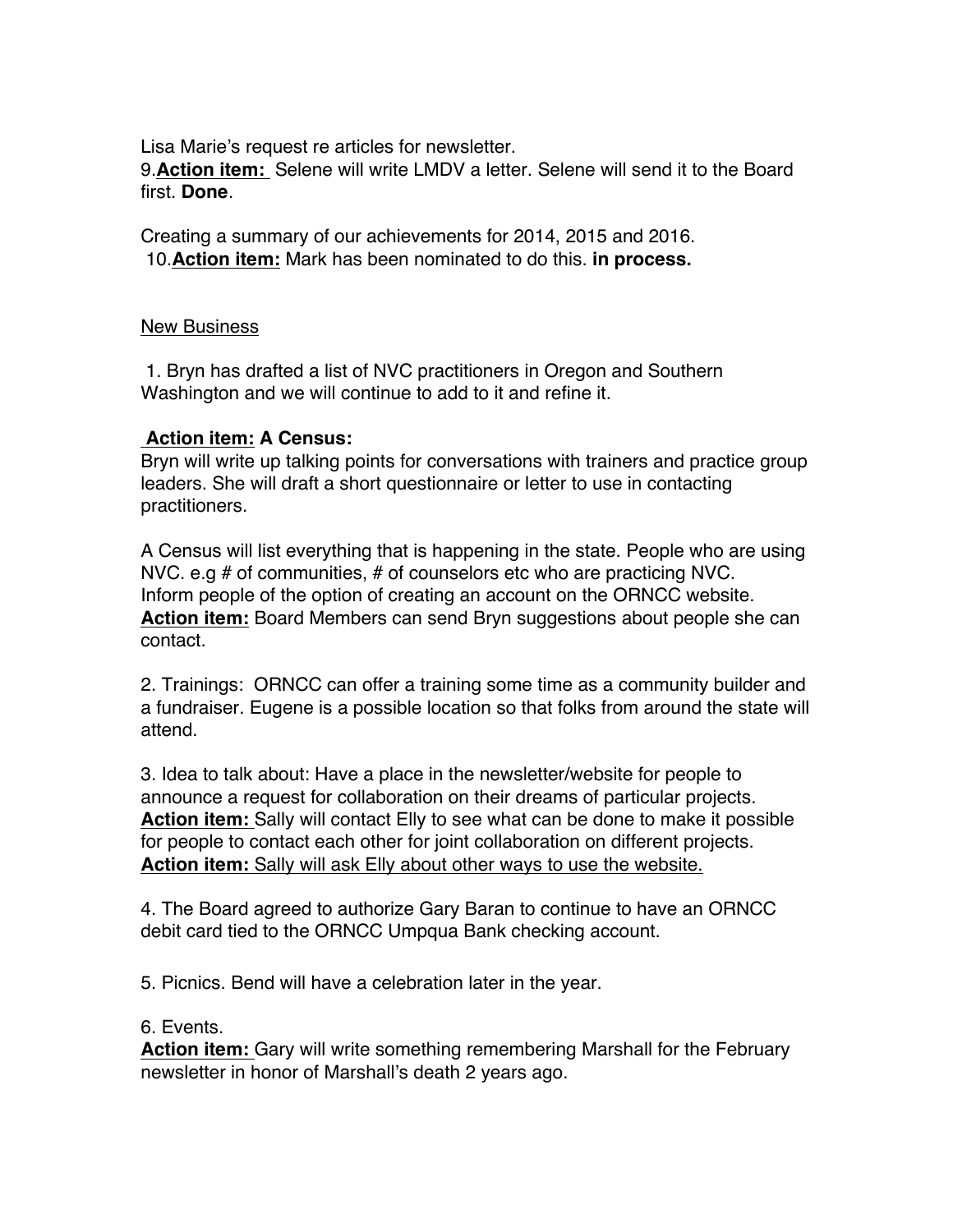Lisa Marie's request re articles for newsletter.
9.**<u>Action item:</u>** Selene will write LMDV a letter. Selene will send it to the Board first. **Done**.

Creating a summary of our achievements for 2014, 2015 and 2016.
10.**<u>Action item:</u>** Mark has been nominated to do this. **in process.**

<u>New Business</u>

1. Bryn has drafted a list of NVC practitioners in Oregon and Southern Washington and we will continue to add to it and refine it.

**<u>Action item:</u> A Census:**
Bryn will write up talking points for conversations with trainers and practice group leaders. She will draft a short questionnaire or letter to use in contacting practitioners.

A Census will list everything that is happening in the state. People who are using NVC. e.g # of communities, # of counselors etc who are practicing NVC. Inform people of the option of creating an account on the ORNCC website.
**<u>Action item:</u>** Board Members can send Bryn suggestions about people she can contact.

2. Trainings: ORNCC can offer a training some time as a community builder and a fundraiser. Eugene is a possible location so that folks from around the state will attend.

3. Idea to talk about: Have a place in the newsletter/website for people to announce a request for collaboration on their dreams of particular projects.
**<u>Action item:</u>** Sally will contact Elly to see what can be done to make it possible for people to contact each other for joint collaboration on different projects.
**<u>Action item:</u>** <u>Sally will ask Elly about other ways to use the website.</u>

4. The Board agreed to authorize Gary Baran to continue to have an ORNCC debit card tied to the ORNCC Umpqua Bank checking account.

5. Picnics. Bend will have a celebration later in the year.

6. Events.
**<u>Action item:</u>** Gary will write something remembering Marshall for the February newsletter in honor of Marshall's death 2 years ago.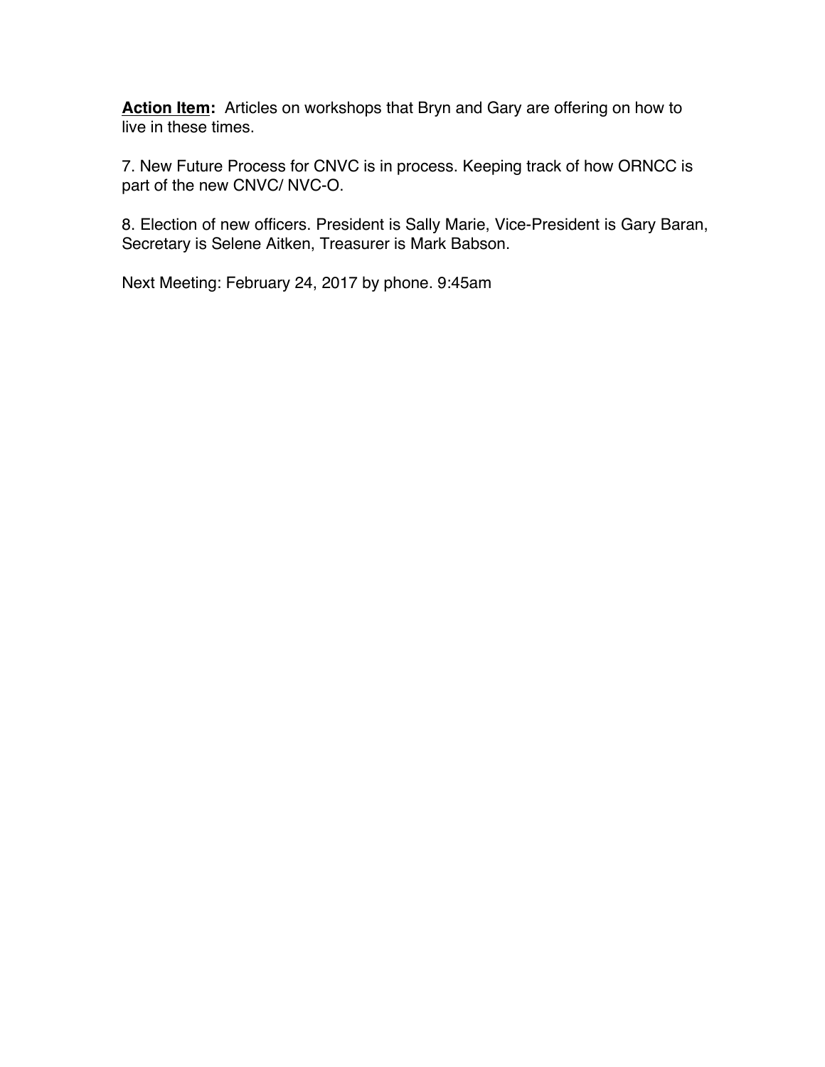**<u>Action Item</u>:** Articles on workshops that Bryn and Gary are offering on how to live in these times.

7. New Future Process for CNVC is in process. Keeping track of how ORNCC is part of the new CNVC/ NVC-O.

8. Election of new officers. President is Sally Marie, Vice-President is Gary Baran, Secretary is Selene Aitken, Treasurer is Mark Babson.

Next Meeting: February 24, 2017 by phone. 9:45am